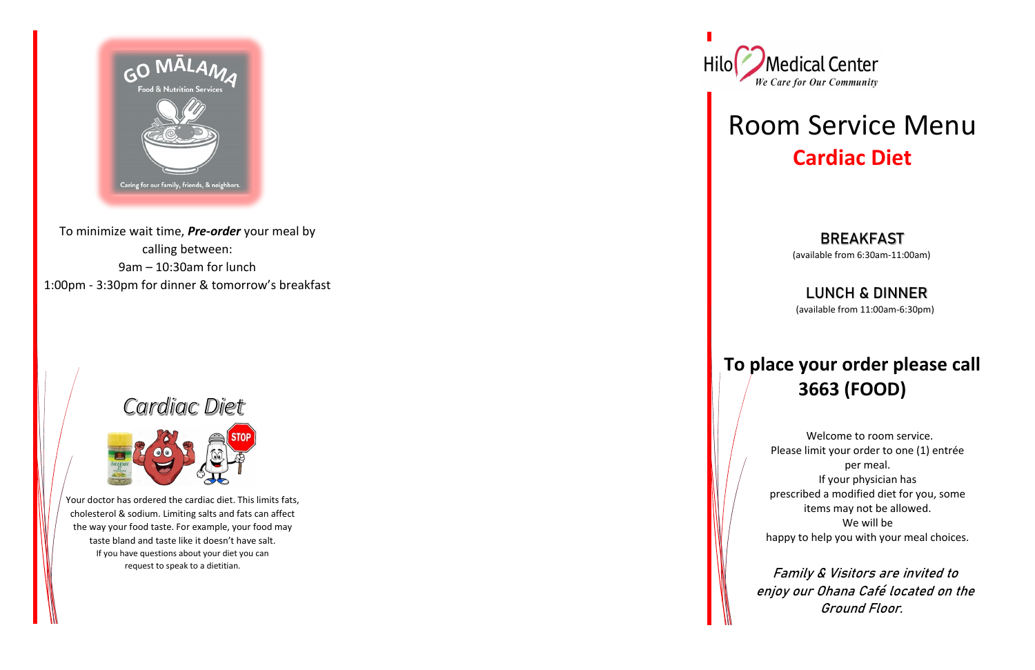GO MĀLAMA

Food & Nutrition Services

Caring for our family, friends, & neighbors.

To minimize wait time, ***Pre-order*** your meal by calling between:
9am – 10:30am for lunch
1:00pm - 3:30pm for dinner & tomorrow's breakfast

## *Cardiac Diet*

Your doctor has ordered the cardiac diet. This limits fats, cholesterol & sodium. Limiting salts and fats can affect the way your food taste. For example, your food may taste bland and taste like it doesn't have salt.
If you have questions about your diet you can request to speak to a dietitian.

Hilo Medical Center
*We Care for Our Community*

# Room Service Menu

## Cardiac Diet

### BREAKFAST

(available from 6:30am-11:00am)

### LUNCH & DINNER

(available from 11:00am-6:30pm)

## To place your order please call 3663 (FOOD)

Welcome to room service.
Please limit your order to one (1) entrée per meal.
If your physician has prescribed a modified diet for you, some items may not be allowed.
We will be happy to help you with your meal choices.

*Family & Visitors are invited to enjoy our Ohana Café located on the Ground Floor.*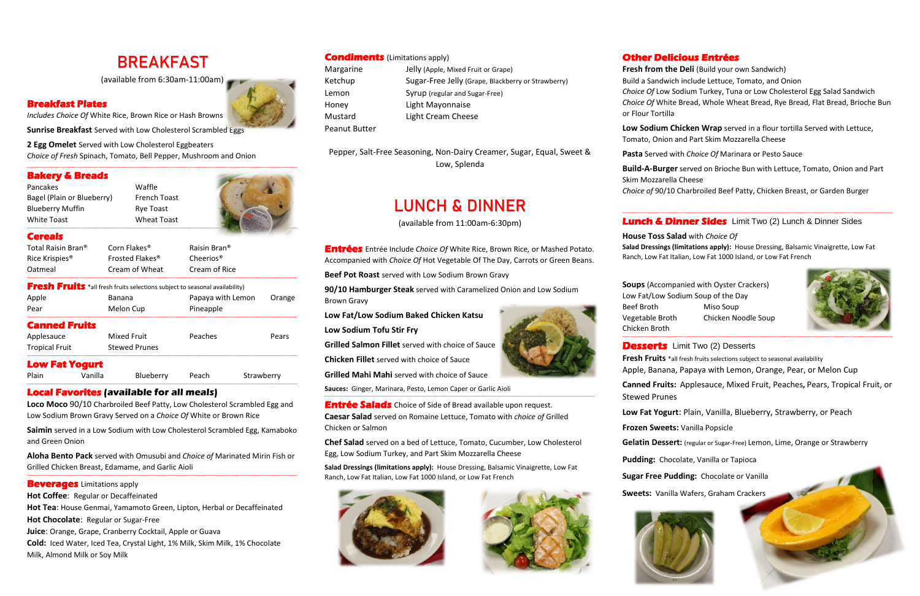# BREAKFAST

(available from 6:30am-11:00am)

## Breakfast Plates

*Includes Choice Of* White Rice, Brown Rice or Hash Browns

**Sunrise Breakfast** Served with Low Cholesterol Scrambled Eggs

**2 Egg Omelet** Served with Low Cholesterol Eggbeaters
*Choice of Fresh* Spinach, Tomato, Bell Pepper, Mushroom and Onion

## Bakery & Breads

| | |
|---|---|
| Pancakes | Waffle |
| Bagel (Plain or Blueberry) | French Toast |
| Blueberry Muffin | Rye Toast |
| White Toast | Wheat Toast |

## Cereals

| | | |
|---|---|---|
| Total Raisin Bran® | Corn Flakes® | Raisin Bran® |
| Rice Krispies® | Frosted Flakes® | Cheerios® |
| Oatmeal | Cream of Wheat | Cream of Rice |

## Fresh Fruits

*all fresh fruits selections subject to seasonal availability)

| | | | |
|---|---|---|---|
| Apple | Banana | Papaya with Lemon | Orange |
| Pear | Melon Cup | Pineapple | |

## Canned Fruits

| | | | |
|---|---|---|---|
| Applesauce | Mixed Fruit | Peaches | Pears |
| Tropical Fruit | Stewed Prunes | | |

## Low Fat Yogurt

Plain, Vanilla, Blueberry, Peach, Strawberry

## Local Favorites (available for all meals)

**Loco Moco** 90/10 Charbroiled Beef Patty, Low Cholesterol Scrambled Egg and Low Sodium Brown Gravy Served on a *Choice Of* White or Brown Rice

**Saimin** served in a Low Sodium with Low Cholesterol Scrambled Egg, Kamaboko and Green Onion

**Aloha Bento Pack** served with Omusubi and *Choice of* Marinated Mirin Fish or Grilled Chicken Breast, Edamame, and Garlic Aioli

## Beverages

Limitations apply

**Hot Coffee**: Regular or Decaffeinated
**Hot Tea**: House Genmai, Yamamoto Green, Lipton, Herbal or Decaffeinated
**Hot Chocolate**: Regular or Sugar-Free
**Juice**: Orange, Grape, Cranberry Cocktail, Apple or Guava
**Cold:** Iced Water, Iced Tea, Crystal Light, 1% Milk, Skim Milk, 1% Chocolate Milk, Almond Milk or Soy Milk

## Condiments

(Limitations apply)

| | |
|---|---|
| Margarine | Jelly (Apple, Mixed Fruit or Grape) |
| Ketchup | Sugar-Free Jelly (Grape, Blackberry or Strawberry) |
| Lemon | Syrup (regular and Sugar-Free) |
| Honey | Light Mayonnaise |
| Mustard | Light Cream Cheese |
| Peanut Butter | |

Pepper, Salt-Free Seasoning, Non-Dairy Creamer, Sugar, Equal, Sweet & Low, Splenda

# LUNCH & DINNER

(available from 11:00am-6:30pm)

## Entrées

Entrée Include *Choice Of* White Rice, Brown Rice, or Mashed Potato. Accompanied with *Choice Of* Hot Vegetable Of The Day, Carrots or Green Beans.

**Beef Pot Roast** served with Low Sodium Brown Gravy

**90/10 Hamburger Steak** served with Caramelized Onion and Low Sodium Brown Gravy

**Low Fat/Low Sodium Baked Chicken Katsu**

**Low Sodium Tofu Stir Fry**

**Grilled Salmon Fillet** served with choice of Sauce

**Chicken Fillet** served with choice of Sauce

**Grilled Mahi Mahi** served with choice of Sauce

**Sauces:** Ginger, Marinara, Pesto, Lemon Caper or Garlic Aioli

## Entrée Salads

Choice of Side of Bread available upon request.

**Caesar Salad** served on Romaine Lettuce, Tomato with *choice of* Grilled Chicken or Salmon

**Chef Salad** served on a bed of Lettuce, Tomato, Cucumber, Low Cholesterol Egg, Low Sodium Turkey, and Part Skim Mozzarella Cheese

**Salad Dressings (limitations apply):** House Dressing, Balsamic Vinaigrette, Low Fat Ranch, Low Fat Italian, Low Fat 1000 Island, or Low Fat French

## Other Delicious Entrées

**Fresh from the Deli** (Build your own Sandwich)
Build a Sandwich include Lettuce, Tomato, and Onion
*Choice Of* Low Sodium Turkey, Tuna or Low Cholesterol Egg Salad Sandwich
*Choice Of* White Bread, Whole Wheat Bread, Rye Bread, Flat Bread, Brioche Bun or Flour Tortilla

**Low Sodium Chicken Wrap** served in a flour tortilla Served with Lettuce, Tomato, Onion and Part Skim Mozzarella Cheese

**Pasta** Served with *Choice Of* Marinara or Pesto Sauce

**Build-A-Burger** served on Brioche Bun with Lettuce, Tomato, Onion and Part Skim Mozzarella Cheese
*Choice of* 90/10 Charbroiled Beef Patty, Chicken Breast, or Garden Burger

## Lunch & Dinner Sides

Limit Two (2) Lunch & Dinner Sides

**House Toss Salad** with *Choice Of*
**Salad Dressings (limitations apply):** House Dressing, Balsamic Vinaigrette, Low Fat Ranch, Low Fat Italian, Low Fat 1000 Island, or Low Fat French

**Soups** (Accompanied with Oyster Crackers)
Low Fat/Low Sodium Soup of the Day

| | |
|---|---|
| Beef Broth | Miso Soup |
| Vegetable Broth | Chicken Noodle Soup |
| Chicken Broth | |

## Desserts

Limit Two (2) Desserts

**Fresh Fruits** *all fresh fruits selections subject to seasonal availability
Apple, Banana, Papaya with Lemon, Orange, Pear, or Melon Cup

**Canned Fruits:** Applesauce, Mixed Fruit, Peaches, Pears, Tropical Fruit, or Stewed Prunes

**Low Fat Yogurt**: Plain, Vanilla, Blueberry, Strawberry, or Peach

**Frozen Sweets:** Vanilla Popsicle

**Gelatin Dessert:** (regular or Sugar-Free) Lemon, Lime, Orange or Strawberry

**Pudding:** Chocolate, Vanilla or Tapioca

**Sugar Free Pudding:** Chocolate or Vanilla

**Sweets:** Vanilla Wafers, Graham Crackers